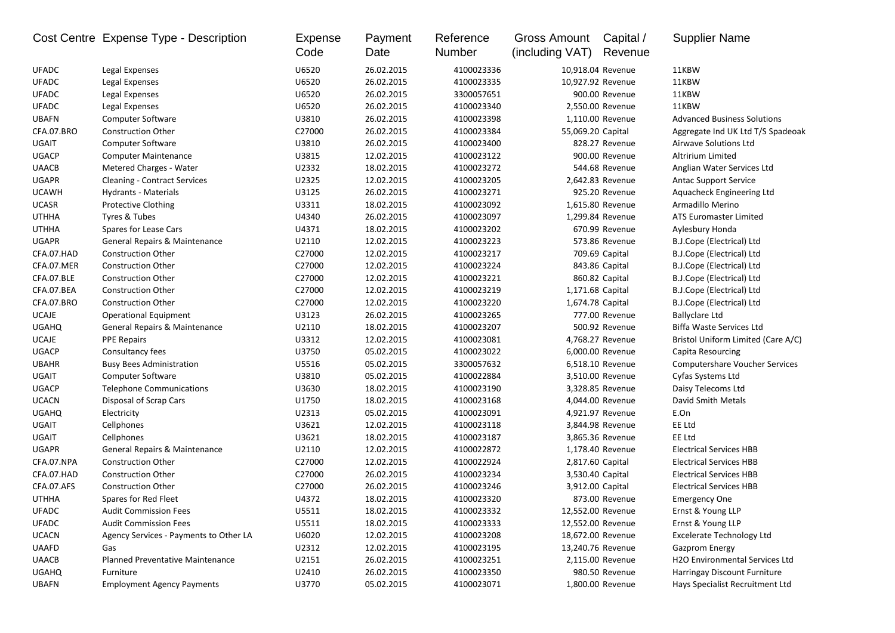| Cost Centre | Expense Type - Description | Expense Code | Payment Date | Reference Number | Gross Amount (including VAT) | Capital / Revenue | Supplier Name |
|---|---|---|---|---|---|---|---|
| UFADC | Legal Expenses | U6520 | 26.02.2015 | 4100023336 | 10,918.04 | Revenue | 11KBW |
| UFADC | Legal Expenses | U6520 | 26.02.2015 | 4100023335 | 10,927.92 | Revenue | 11KBW |
| UFADC | Legal Expenses | U6520 | 26.02.2015 | 3300057651 | 900.00 | Revenue | 11KBW |
| UFADC | Legal Expenses | U6520 | 26.02.2015 | 4100023340 | 2,550.00 | Revenue | 11KBW |
| UBAFN | Computer Software | U3810 | 26.02.2015 | 4100023398 | 1,110.00 | Revenue | Advanced Business Solutions |
| CFA.07.BRO | Construction Other | C27000 | 26.02.2015 | 4100023384 | 55,069.20 | Capital | Aggregate Ind UK Ltd T/S Spadeoak |
| UGAIT | Computer Software | U3810 | 26.02.2015 | 4100023400 | 828.27 | Revenue | Airwave Solutions Ltd |
| UGACP | Computer Maintenance | U3815 | 12.02.2015 | 4100023122 | 900.00 | Revenue | Altririum Limited |
| UAACB | Metered Charges - Water | U2332 | 18.02.2015 | 4100023272 | 544.68 | Revenue | Anglian Water Services Ltd |
| UGAPR | Cleaning - Contract Services | U2325 | 12.02.2015 | 4100023205 | 2,642.83 | Revenue | Antac Support Service |
| UCAWH | Hydrants - Materials | U3125 | 26.02.2015 | 4100023271 | 925.20 | Revenue | Aquacheck Engineering Ltd |
| UCASR | Protective Clothing | U3311 | 18.02.2015 | 4100023092 | 1,615.80 | Revenue | Armadillo Merino |
| UTHHA | Tyres & Tubes | U4340 | 26.02.2015 | 4100023097 | 1,299.84 | Revenue | ATS Euromaster Limited |
| UTHHA | Spares for Lease Cars | U4371 | 18.02.2015 | 4100023202 | 670.99 | Revenue | Aylesbury Honda |
| UGAPR | General Repairs & Maintenance | U2110 | 12.02.2015 | 4100023223 | 573.86 | Revenue | B.J.Cope (Electrical) Ltd |
| CFA.07.HAD | Construction Other | C27000 | 12.02.2015 | 4100023217 | 709.69 | Capital | B.J.Cope (Electrical) Ltd |
| CFA.07.MER | Construction Other | C27000 | 12.02.2015 | 4100023224 | 843.86 | Capital | B.J.Cope (Electrical) Ltd |
| CFA.07.BLE | Construction Other | C27000 | 12.02.2015 | 4100023221 | 860.82 | Capital | B.J.Cope (Electrical) Ltd |
| CFA.07.BEA | Construction Other | C27000 | 12.02.2015 | 4100023219 | 1,171.68 | Capital | B.J.Cope (Electrical) Ltd |
| CFA.07.BRO | Construction Other | C27000 | 12.02.2015 | 4100023220 | 1,674.78 | Capital | B.J.Cope (Electrical) Ltd |
| UCAJE | Operational Equipment | U3123 | 26.02.2015 | 4100023265 | 777.00 | Revenue | Ballyclare Ltd |
| UGAHQ | General Repairs & Maintenance | U2110 | 18.02.2015 | 4100023207 | 500.92 | Revenue | Biffa Waste Services Ltd |
| UCAJE | PPE Repairs | U3312 | 12.02.2015 | 4100023081 | 4,768.27 | Revenue | Bristol Uniform Limited (Care A/C) |
| UGACP | Consultancy fees | U3750 | 05.02.2015 | 4100023022 | 6,000.00 | Revenue | Capita Resourcing |
| UBAHR | Busy Bees Administration | U5516 | 05.02.2015 | 3300057632 | 6,518.10 | Revenue | Computershare Voucher Services |
| UGAIT | Computer Software | U3810 | 05.02.2015 | 4100022884 | 3,510.00 | Revenue | Cyfas Systems Ltd |
| UGACP | Telephone Communications | U3630 | 18.02.2015 | 4100023190 | 3,328.85 | Revenue | Daisy Telecoms Ltd |
| UCACN | Disposal of Scrap Cars | U1750 | 18.02.2015 | 4100023168 | 4,044.00 | Revenue | David Smith Metals |
| UGAHQ | Electricity | U2313 | 05.02.2015 | 4100023091 | 4,921.97 | Revenue | E.On |
| UGAIT | Cellphones | U3621 | 12.02.2015 | 4100023118 | 3,844.98 | Revenue | EE Ltd |
| UGAIT | Cellphones | U3621 | 18.02.2015 | 4100023187 | 3,865.36 | Revenue | EE Ltd |
| UGAPR | General Repairs & Maintenance | U2110 | 12.02.2015 | 4100022872 | 1,178.40 | Revenue | Electrical Services HBB |
| CFA.07.NPA | Construction Other | C27000 | 12.02.2015 | 4100022924 | 2,817.60 | Capital | Electrical Services HBB |
| CFA.07.HAD | Construction Other | C27000 | 26.02.2015 | 4100023234 | 3,530.40 | Capital | Electrical Services HBB |
| CFA.07.AFS | Construction Other | C27000 | 26.02.2015 | 4100023246 | 3,912.00 | Capital | Electrical Services HBB |
| UTHHA | Spares for Red Fleet | U4372 | 18.02.2015 | 4100023320 | 873.00 | Revenue | Emergency One |
| UFADC | Audit Commission Fees | U5511 | 18.02.2015 | 4100023332 | 12,552.00 | Revenue | Ernst & Young LLP |
| UFADC | Audit Commission Fees | U5511 | 18.02.2015 | 4100023333 | 12,552.00 | Revenue | Ernst & Young LLP |
| UCACN | Agency Services - Payments to Other LA | U6020 | 12.02.2015 | 4100023208 | 18,672.00 | Revenue | Excelerate Technology Ltd |
| UAAFD | Gas | U2312 | 12.02.2015 | 4100023195 | 13,240.76 | Revenue | Gazprom Energy |
| UAACB | Planned Preventative Maintenance | U2151 | 26.02.2015 | 4100023251 | 2,115.00 | Revenue | H2O Environmental Services Ltd |
| UGAHQ | Furniture | U2410 | 26.02.2015 | 4100023350 | 980.50 | Revenue | Harringay Discount Furniture |
| UBAFN | Employment Agency Payments | U3770 | 05.02.2015 | 4100023071 | 1,800.00 | Revenue | Hays Specialist Recruitment Ltd |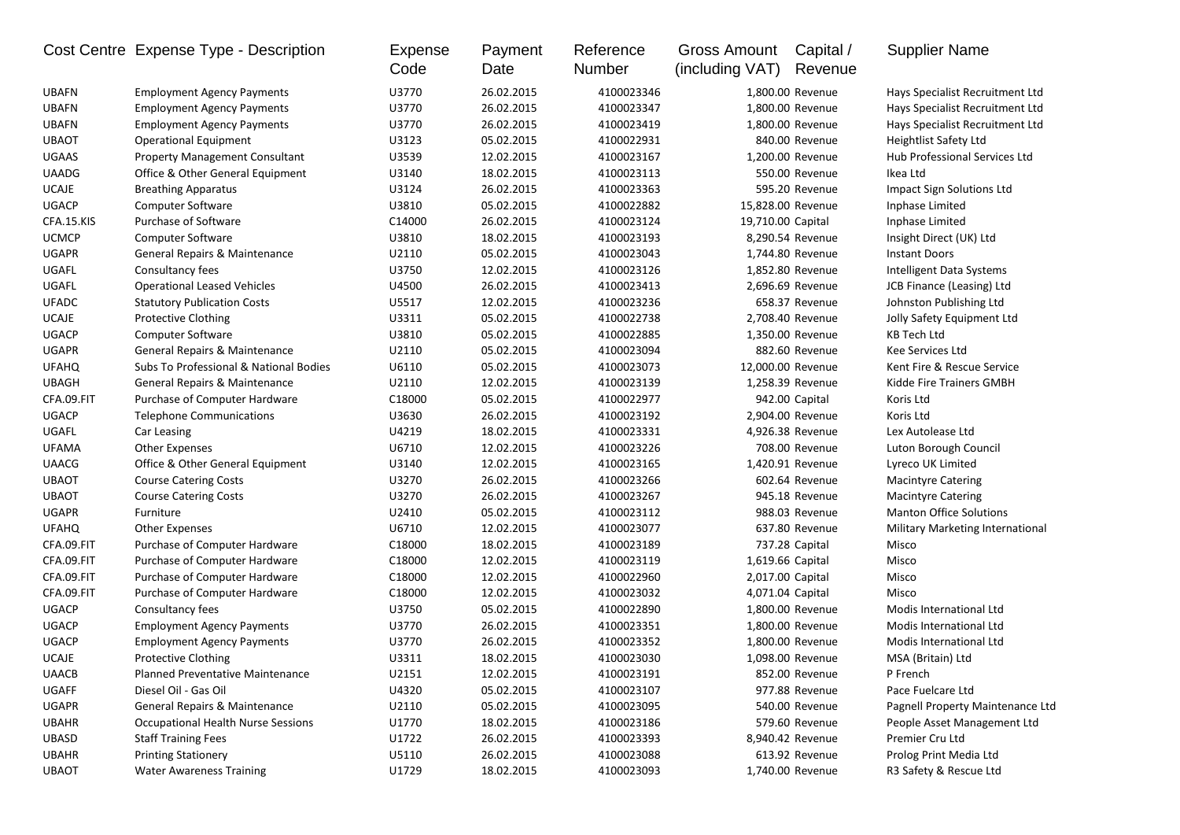| Cost Centre | Expense Type - Description | Expense Code | Payment Date | Reference Number | Gross Amount (including VAT) | Capital / Revenue | Supplier Name |
|---|---|---|---|---|---|---|---|
| UBAFN | Employment Agency Payments | U3770 | 26.02.2015 | 4100023346 | 1,800.00 | Revenue | Hays Specialist Recruitment Ltd |
| UBAFN | Employment Agency Payments | U3770 | 26.02.2015 | 4100023347 | 1,800.00 | Revenue | Hays Specialist Recruitment Ltd |
| UBAFN | Employment Agency Payments | U3770 | 26.02.2015 | 4100023419 | 1,800.00 | Revenue | Hays Specialist Recruitment Ltd |
| UBAOT | Operational Equipment | U3123 | 05.02.2015 | 4100022931 | 840.00 | Revenue | Heightlist Safety Ltd |
| UGAAS | Property Management Consultant | U3539 | 12.02.2015 | 4100023167 | 1,200.00 | Revenue | Hub Professional Services Ltd |
| UAADG | Office & Other General Equipment | U3140 | 18.02.2015 | 4100023113 | 550.00 | Revenue | Ikea Ltd |
| UCAJE | Breathing Apparatus | U3124 | 26.02.2015 | 4100023363 | 595.20 | Revenue | Impact Sign Solutions Ltd |
| UGACP | Computer Software | U3810 | 05.02.2015 | 4100022882 | 15,828.00 | Revenue | Inphase Limited |
| CFA.15.KIS | Purchase of Software | C14000 | 26.02.2015 | 4100023124 | 19,710.00 | Capital | Inphase Limited |
| UCMCP | Computer Software | U3810 | 18.02.2015 | 4100023193 | 8,290.54 | Revenue | Insight Direct (UK) Ltd |
| UGAPR | General Repairs & Maintenance | U2110 | 05.02.2015 | 4100023043 | 1,744.80 | Revenue | Instant Doors |
| UGAFL | Consultancy fees | U3750 | 12.02.2015 | 4100023126 | 1,852.80 | Revenue | Intelligent Data Systems |
| UGAFL | Operational Leased Vehicles | U4500 | 26.02.2015 | 4100023413 | 2,696.69 | Revenue | JCB Finance (Leasing) Ltd |
| UFADC | Statutory Publication Costs | U5517 | 12.02.2015 | 4100023236 | 658.37 | Revenue | Johnston Publishing Ltd |
| UCAJE | Protective Clothing | U3311 | 05.02.2015 | 4100022738 | 2,708.40 | Revenue | Jolly Safety Equipment Ltd |
| UGACP | Computer Software | U3810 | 05.02.2015 | 4100022885 | 1,350.00 | Revenue | KB Tech Ltd |
| UGAPR | General Repairs & Maintenance | U2110 | 05.02.2015 | 4100023094 | 882.60 | Revenue | Kee Services Ltd |
| UFAHQ | Subs To Professional & National Bodies | U6110 | 05.02.2015 | 4100023073 | 12,000.00 | Revenue | Kent Fire & Rescue Service |
| UBAGH | General Repairs & Maintenance | U2110 | 12.02.2015 | 4100023139 | 1,258.39 | Revenue | Kidde Fire Trainers GMBH |
| CFA.09.FIT | Purchase of Computer Hardware | C18000 | 05.02.2015 | 4100022977 | 942.00 | Capital | Koris Ltd |
| UGACP | Telephone Communications | U3630 | 26.02.2015 | 4100023192 | 2,904.00 | Revenue | Koris Ltd |
| UGAFL | Car Leasing | U4219 | 18.02.2015 | 4100023331 | 4,926.38 | Revenue | Lex Autolease Ltd |
| UFAMA | Other Expenses | U6710 | 12.02.2015 | 4100023226 | 708.00 | Revenue | Luton Borough Council |
| UAACG | Office & Other General Equipment | U3140 | 12.02.2015 | 4100023165 | 1,420.91 | Revenue | Lyreco UK Limited |
| UBAOT | Course Catering Costs | U3270 | 26.02.2015 | 4100023266 | 602.64 | Revenue | Macintyre Catering |
| UBAOT | Course Catering Costs | U3270 | 26.02.2015 | 4100023267 | 945.18 | Revenue | Macintyre Catering |
| UGAPR | Furniture | U2410 | 05.02.2015 | 4100023112 | 988.03 | Revenue | Manton Office Solutions |
| UFAHQ | Other Expenses | U6710 | 12.02.2015 | 4100023077 | 637.80 | Revenue | Military Marketing International |
| CFA.09.FIT | Purchase of Computer Hardware | C18000 | 18.02.2015 | 4100023189 | 737.28 | Capital | Misco |
| CFA.09.FIT | Purchase of Computer Hardware | C18000 | 12.02.2015 | 4100023119 | 1,619.66 | Capital | Misco |
| CFA.09.FIT | Purchase of Computer Hardware | C18000 | 12.02.2015 | 4100022960 | 2,017.00 | Capital | Misco |
| CFA.09.FIT | Purchase of Computer Hardware | C18000 | 12.02.2015 | 4100023032 | 4,071.04 | Capital | Misco |
| UGACP | Consultancy fees | U3750 | 05.02.2015 | 4100022890 | 1,800.00 | Revenue | Modis International Ltd |
| UGACP | Employment Agency Payments | U3770 | 26.02.2015 | 4100023351 | 1,800.00 | Revenue | Modis International Ltd |
| UGACP | Employment Agency Payments | U3770 | 26.02.2015 | 4100023352 | 1,800.00 | Revenue | Modis International Ltd |
| UCAJE | Protective Clothing | U3311 | 18.02.2015 | 4100023030 | 1,098.00 | Revenue | MSA (Britain) Ltd |
| UAACB | Planned Preventative Maintenance | U2151 | 12.02.2015 | 4100023191 | 852.00 | Revenue | P French |
| UGAFF | Diesel Oil - Gas Oil | U4320 | 05.02.2015 | 4100023107 | 977.88 | Revenue | Pace Fuelcare Ltd |
| UGAPR | General Repairs & Maintenance | U2110 | 05.02.2015 | 4100023095 | 540.00 | Revenue | Pagnell Property Maintenance Ltd |
| UBAHR | Occupational Health Nurse Sessions | U1770 | 18.02.2015 | 4100023186 | 579.60 | Revenue | People Asset Management Ltd |
| UBASD | Staff Training Fees | U1722 | 26.02.2015 | 4100023393 | 8,940.42 | Revenue | Premier Cru Ltd |
| UBAHR | Printing Stationery | U5110 | 26.02.2015 | 4100023088 | 613.92 | Revenue | Prolog Print Media Ltd |
| UBAOT | Water Awareness Training | U1729 | 18.02.2015 | 4100023093 | 1,740.00 | Revenue | R3 Safety & Rescue Ltd |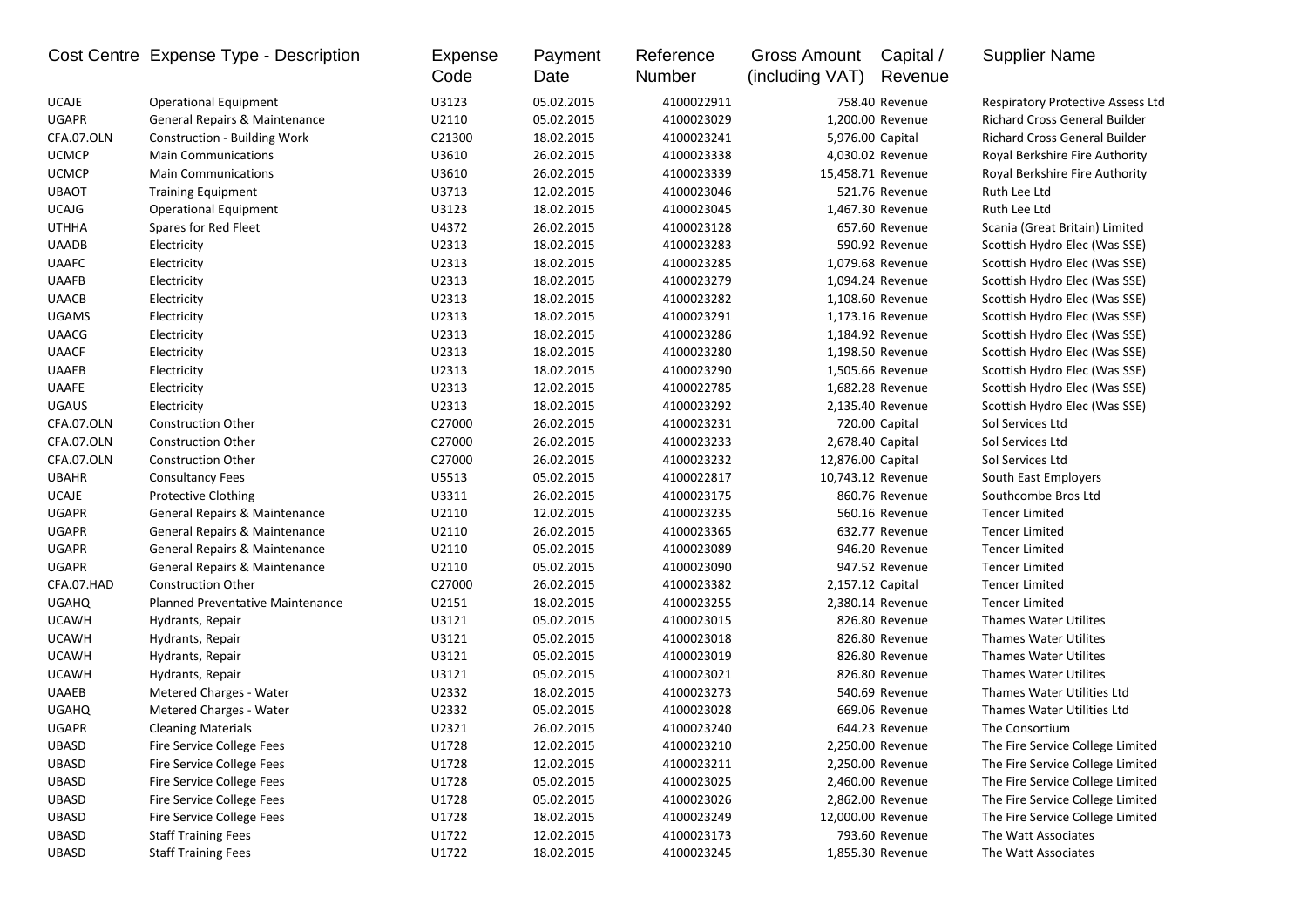| Cost Centre | Expense Type - Description | Expense Code | Payment Date | Reference Number | Gross Amount (including VAT) | Capital / Revenue | Supplier Name |
|---|---|---|---|---|---|---|---|
| UCAJE | Operational Equipment | U3123 | 05.02.2015 | 4100022911 | 758.40 | Revenue | Respiratory Protective Assess Ltd |
| UGAPR | General Repairs & Maintenance | U2110 | 05.02.2015 | 4100023029 | 1,200.00 | Revenue | Richard Cross General Builder |
| CFA.07.OLN | Construction - Building Work | C21300 | 18.02.2015 | 4100023241 | 5,976.00 | Capital | Richard Cross General Builder |
| UCMCP | Main Communications | U3610 | 26.02.2015 | 4100023338 | 4,030.02 | Revenue | Royal Berkshire Fire Authority |
| UCMCP | Main Communications | U3610 | 26.02.2015 | 4100023339 | 15,458.71 | Revenue | Royal Berkshire Fire Authority |
| UBAOT | Training Equipment | U3713 | 12.02.2015 | 4100023046 | 521.76 | Revenue | Ruth Lee Ltd |
| UCAJG | Operational Equipment | U3123 | 18.02.2015 | 4100023045 | 1,467.30 | Revenue | Ruth Lee Ltd |
| UTHHA | Spares for Red Fleet | U4372 | 26.02.2015 | 4100023128 | 657.60 | Revenue | Scania (Great Britain) Limited |
| UAADB | Electricity | U2313 | 18.02.2015 | 4100023283 | 590.92 | Revenue | Scottish Hydro Elec (Was SSE) |
| UAAFC | Electricity | U2313 | 18.02.2015 | 4100023285 | 1,079.68 | Revenue | Scottish Hydro Elec (Was SSE) |
| UAAFB | Electricity | U2313 | 18.02.2015 | 4100023279 | 1,094.24 | Revenue | Scottish Hydro Elec (Was SSE) |
| UAACB | Electricity | U2313 | 18.02.2015 | 4100023282 | 1,108.60 | Revenue | Scottish Hydro Elec (Was SSE) |
| UGAMS | Electricity | U2313 | 18.02.2015 | 4100023291 | 1,173.16 | Revenue | Scottish Hydro Elec (Was SSE) |
| UAACG | Electricity | U2313 | 18.02.2015 | 4100023286 | 1,184.92 | Revenue | Scottish Hydro Elec (Was SSE) |
| UAACF | Electricity | U2313 | 18.02.2015 | 4100023280 | 1,198.50 | Revenue | Scottish Hydro Elec (Was SSE) |
| UAAEB | Electricity | U2313 | 18.02.2015 | 4100023290 | 1,505.66 | Revenue | Scottish Hydro Elec (Was SSE) |
| UAAFE | Electricity | U2313 | 12.02.2015 | 4100022785 | 1,682.28 | Revenue | Scottish Hydro Elec (Was SSE) |
| UGAUS | Electricity | U2313 | 18.02.2015 | 4100023292 | 2,135.40 | Revenue | Scottish Hydro Elec (Was SSE) |
| CFA.07.OLN | Construction Other | C27000 | 26.02.2015 | 4100023231 | 720.00 | Capital | Sol Services Ltd |
| CFA.07.OLN | Construction Other | C27000 | 26.02.2015 | 4100023233 | 2,678.40 | Capital | Sol Services Ltd |
| CFA.07.OLN | Construction Other | C27000 | 26.02.2015 | 4100023232 | 12,876.00 | Capital | Sol Services Ltd |
| UBAHR | Consultancy Fees | U5513 | 05.02.2015 | 4100022817 | 10,743.12 | Revenue | South East Employers |
| UCAJE | Protective Clothing | U3311 | 26.02.2015 | 4100023175 | 860.76 | Revenue | Southcombe Bros Ltd |
| UGAPR | General Repairs & Maintenance | U2110 | 12.02.2015 | 4100023235 | 560.16 | Revenue | Tencer Limited |
| UGAPR | General Repairs & Maintenance | U2110 | 26.02.2015 | 4100023365 | 632.77 | Revenue | Tencer Limited |
| UGAPR | General Repairs & Maintenance | U2110 | 05.02.2015 | 4100023089 | 946.20 | Revenue | Tencer Limited |
| UGAPR | General Repairs & Maintenance | U2110 | 05.02.2015 | 4100023090 | 947.52 | Revenue | Tencer Limited |
| CFA.07.HAD | Construction Other | C27000 | 26.02.2015 | 4100023382 | 2,157.12 | Capital | Tencer Limited |
| UGAHQ | Planned Preventative Maintenance | U2151 | 18.02.2015 | 4100023255 | 2,380.14 | Revenue | Tencer Limited |
| UCAWH | Hydrants, Repair | U3121 | 05.02.2015 | 4100023015 | 826.80 | Revenue | Thames Water Utilites |
| UCAWH | Hydrants, Repair | U3121 | 05.02.2015 | 4100023018 | 826.80 | Revenue | Thames Water Utilites |
| UCAWH | Hydrants, Repair | U3121 | 05.02.2015 | 4100023019 | 826.80 | Revenue | Thames Water Utilites |
| UCAWH | Hydrants, Repair | U3121 | 05.02.2015 | 4100023021 | 826.80 | Revenue | Thames Water Utilites |
| UAAEB | Metered Charges - Water | U2332 | 18.02.2015 | 4100023273 | 540.69 | Revenue | Thames Water Utilities Ltd |
| UGAHQ | Metered Charges - Water | U2332 | 05.02.2015 | 4100023028 | 669.06 | Revenue | Thames Water Utilities Ltd |
| UGAPR | Cleaning Materials | U2321 | 26.02.2015 | 4100023240 | 644.23 | Revenue | The Consortium |
| UBASD | Fire Service College Fees | U1728 | 12.02.2015 | 4100023210 | 2,250.00 | Revenue | The Fire Service College Limited |
| UBASD | Fire Service College Fees | U1728 | 12.02.2015 | 4100023211 | 2,250.00 | Revenue | The Fire Service College Limited |
| UBASD | Fire Service College Fees | U1728 | 05.02.2015 | 4100023025 | 2,460.00 | Revenue | The Fire Service College Limited |
| UBASD | Fire Service College Fees | U1728 | 05.02.2015 | 4100023026 | 2,862.00 | Revenue | The Fire Service College Limited |
| UBASD | Fire Service College Fees | U1728 | 18.02.2015 | 4100023249 | 12,000.00 | Revenue | The Fire Service College Limited |
| UBASD | Staff Training Fees | U1722 | 12.02.2015 | 4100023173 | 793.60 | Revenue | The Watt Associates |
| UBASD | Staff Training Fees | U1722 | 18.02.2015 | 4100023245 | 1,855.30 | Revenue | The Watt Associates |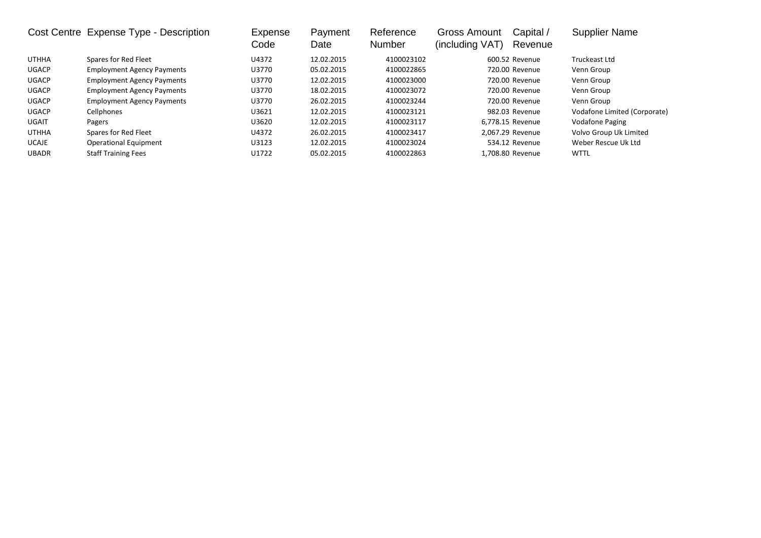| Cost Centre | Expense Type - Description | Expense Code | Payment Date | Reference Number | Gross Amount (including VAT) | Capital / Revenue | Supplier Name |
|---|---|---|---|---|---|---|---|
| UTHHA | Spares for Red Fleet | U4372 | 12.02.2015 | 4100023102 | 600.52 | Revenue | Truckeast Ltd |
| UGACP | Employment Agency Payments | U3770 | 05.02.2015 | 4100022865 | 720.00 | Revenue | Venn Group |
| UGACP | Employment Agency Payments | U3770 | 12.02.2015 | 4100023000 | 720.00 | Revenue | Venn Group |
| UGACP | Employment Agency Payments | U3770 | 18.02.2015 | 4100023072 | 720.00 | Revenue | Venn Group |
| UGACP | Employment Agency Payments | U3770 | 26.02.2015 | 4100023244 | 720.00 | Revenue | Venn Group |
| UGACP | Cellphones | U3621 | 12.02.2015 | 4100023121 | 982.03 | Revenue | Vodafone Limited (Corporate) |
| UGAIT | Pagers | U3620 | 12.02.2015 | 4100023117 | 6,778.15 | Revenue | Vodafone Paging |
| UTHHA | Spares for Red Fleet | U4372 | 26.02.2015 | 4100023417 | 2,067.29 | Revenue | Volvo Group Uk Limited |
| UCAJE | Operational Equipment | U3123 | 12.02.2015 | 4100023024 | 534.12 | Revenue | Weber Rescue Uk Ltd |
| UBADR | Staff Training Fees | U1722 | 05.02.2015 | 4100022863 | 1,708.80 | Revenue | WTTL |